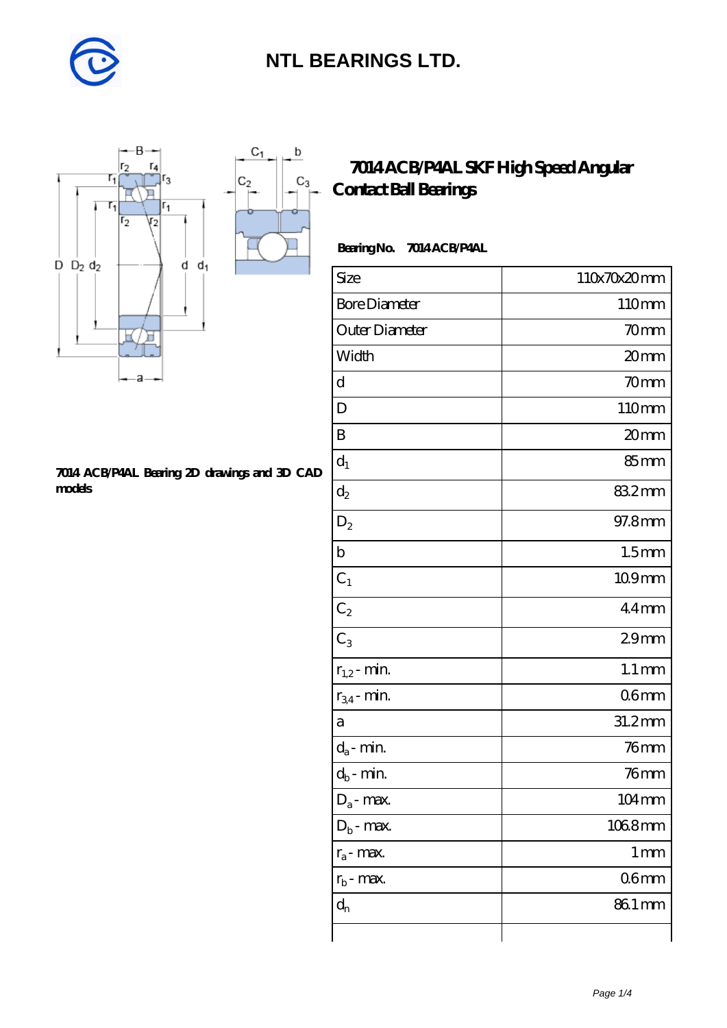# NTL BEARINGS LTD.

## 7014 ACB/P4AL SKF High Speed Angular Contact Ball Bearings

**Bearing No. 7014 ACB/P4AL**

| Size | 110x70x20 mm |
|---|---|
| Bore Diameter | 110 mm |
| Outer Diameter | 70 mm |
| Width | 20 mm |
| d | 70 mm |
| D | 110 mm |
| B | 20 mm |
| $d_1$ | 85 mm |
| $d_2$ | 83.2 mm |
| $D_2$ | 97.8 mm |
| b | 1.5 mm |
| $C_1$ | 10.9 mm |
| $C_2$ | 4.4 mm |
| $C_3$ | 2.9 mm |
| $r_{1,2}$ - min. | 1.1 mm |
| $r_{3,4}$ - min. | 0.6 mm |
| a | 31.2 mm |
| $d_a$ - min. | 76 mm |
| $d_b$ - min. | 76 mm |
| $D_a$ - max. | 104 mm |
| $D_b$ - max. | 106.8 mm |
| $r_a$ - max. | 1 mm |
| $r_b$ - max. | 0.6 mm |
| $d_n$ | 86.1 mm |
| | |

**7014 ACB/P4AL Bearing 2D drawings and 3D CAD models**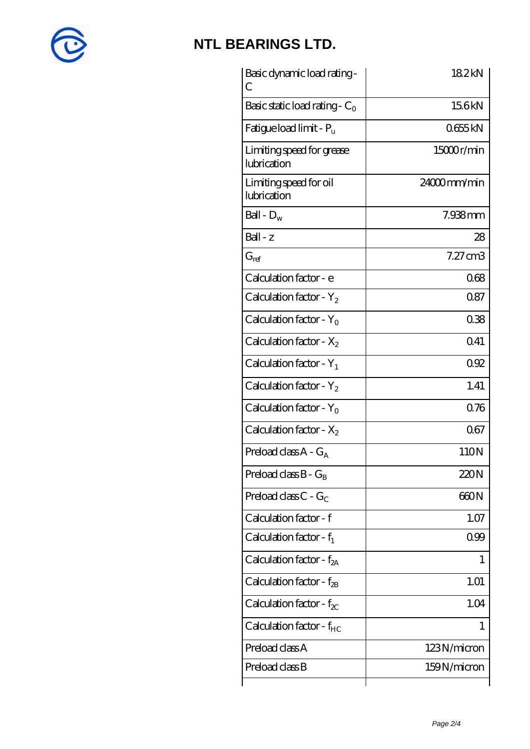# NTL BEARINGS LTD.

| | |
|---|---|
| Basic dynamic load rating - C | 18.2 kN |
| Basic static load rating - $C_0$ | 15.6 kN |
| Fatigue load limit - $P_u$ | 0.655 kN |
| Limiting speed for grease lubrication | 15000 r/min |
| Limiting speed for oil lubrication | 24000 mm/min |
| Ball - $D_w$ | 7.938 mm |
| Ball - z | 28 |
| $G_{ref}$ | 7.27 cm3 |
| Calculation factor - e | 0.68 |
| Calculation factor - $Y_2$ | 0.87 |
| Calculation factor - $Y_0$ | 0.38 |
| Calculation factor - $X_2$ | 0.41 |
| Calculation factor - $Y_1$ | 0.92 |
| Calculation factor - $Y_2$ | 1.41 |
| Calculation factor - $Y_0$ | 0.76 |
| Calculation factor - $X_2$ | 0.67 |
| Preload class A - $G_A$ | 110 N |
| Preload class B - $G_B$ | 220 N |
| Preload class C - $G_C$ | 660 N |
| Calculation factor - f | 1.07 |
| Calculation factor - $f_1$ | 0.99 |
| Calculation factor - $f_{2A}$ | 1 |
| Calculation factor - $f_{2B}$ | 1.01 |
| Calculation factor - $f_{2C}$ | 1.04 |
| Calculation factor - $f_{HC}$ | 1 |
| Preload class A | 123 N/micron |
| Preload class B | 159 N/micron |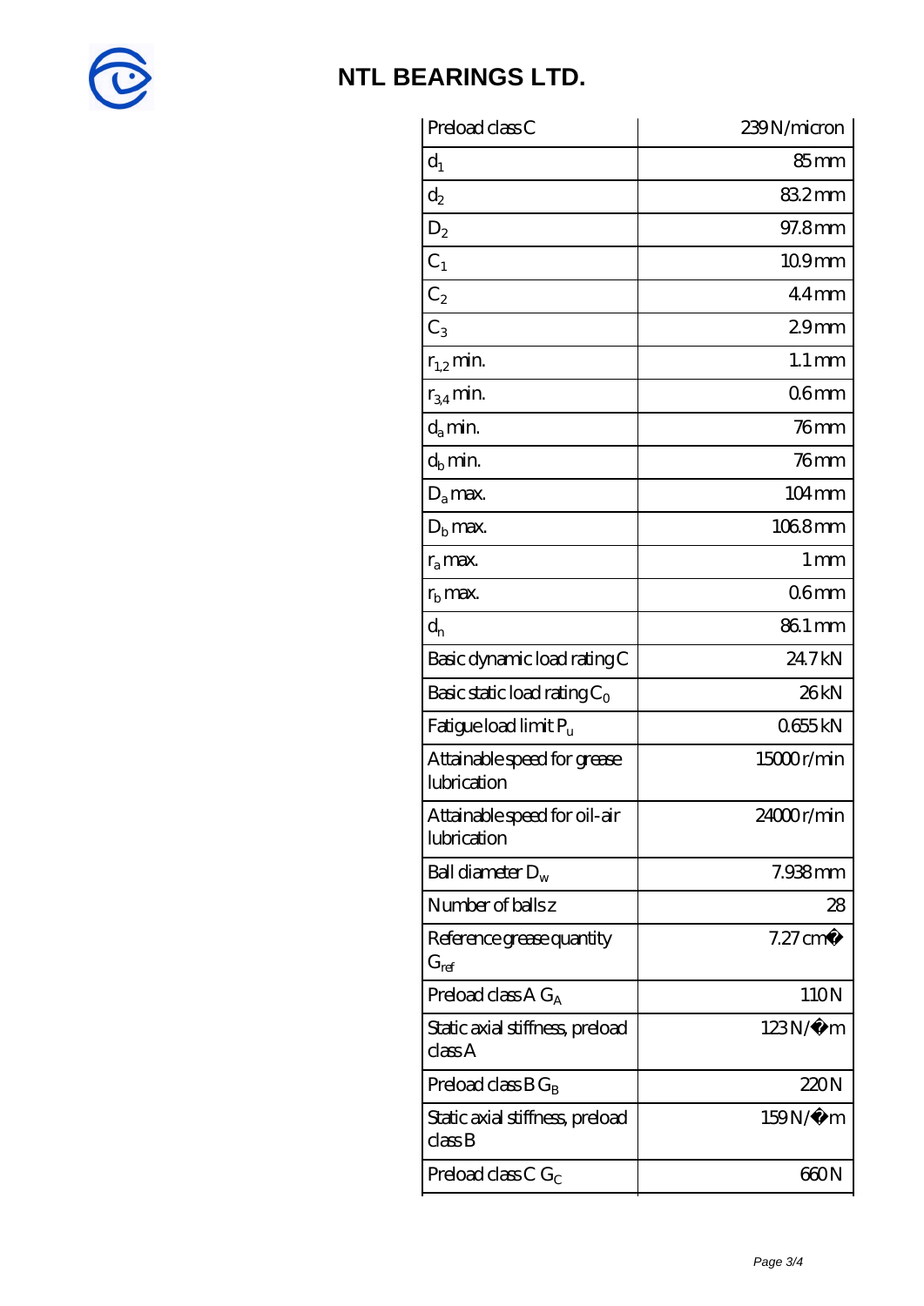| Preload class C | 239 N/micron |
|---|---|
| $d_1$ | 85 mm |
| $d_2$ | 83.2 mm |
| $D_2$ | 97.8 mm |
| $C_1$ | 10.9 mm |
| $C_2$ | 4.4 mm |
| $C_3$ | 2.9 mm |
| $r_{1,2}$ min. | 1.1 mm |
| $r_{3,4}$ min. | 0.6 mm |
| $d_a$ min. | 76 mm |
| $d_b$ min. | 76 mm |
| $D_a$ max. | 104 mm |
| $D_b$ max. | 106.8 mm |
| $r_a$ max. | 1 mm |
| $r_b$ max. | 0.6 mm |
| $d_n$ | 86.1 mm |
| Basic dynamic load rating C | 24.7 kN |
| Basic static load rating $C_0$ | 26 kN |
| Fatigue load limit $P_u$ | 0.655 kN |
| Attainable speed for grease lubrication | 15000 r/min |
| Attainable speed for oil-air lubrication | 24000 r/min |
| Ball diameter $D_w$ | 7.938 mm |
| Number of balls z | 28 |
| Reference grease quantity $G_{ref}$ | 7.27 cm� |
| Preload class A $G_A$ | 110 N |
| Static axial stiffness, preload class A | 123 N/�m |
| Preload class B $G_B$ | 220 N |
| Static axial stiffness, preload class B | 159 N/�m |
| Preload class C $G_C$ | 660 N |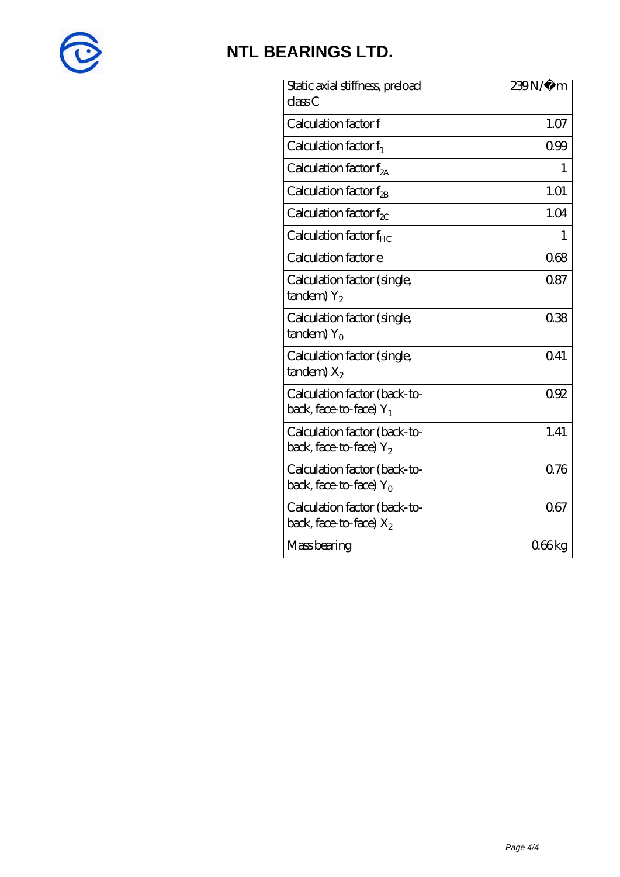| | |
|---|---|
| Static axial stiffness, preload class C | 239 N/�m |
| Calculation factor f | 1.07 |
| Calculation factor $f_1$ | 0.99 |
| Calculation factor $f_{2A}$ | 1 |
| Calculation factor $f_{2B}$ | 1.01 |
| Calculation factor $f_{2C}$ | 1.04 |
| Calculation factor $f_{HC}$ | 1 |
| Calculation factor e | 0.68 |
| Calculation factor (single, tandem) $Y_2$ | 0.87 |
| Calculation factor (single, tandem) $Y_0$ | 0.38 |
| Calculation factor (single, tandem) $X_2$ | 0.41 |
| Calculation factor (back-to-back, face-to-face) $Y_1$ | 0.92 |
| Calculation factor (back-to-back, face-to-face) $Y_2$ | 1.41 |
| Calculation factor (back-to-back, face-to-face) $Y_0$ | 0.76 |
| Calculation factor (back-to-back, face-to-face) $X_2$ | 0.67 |
| Mass bearing | 0.66 kg |